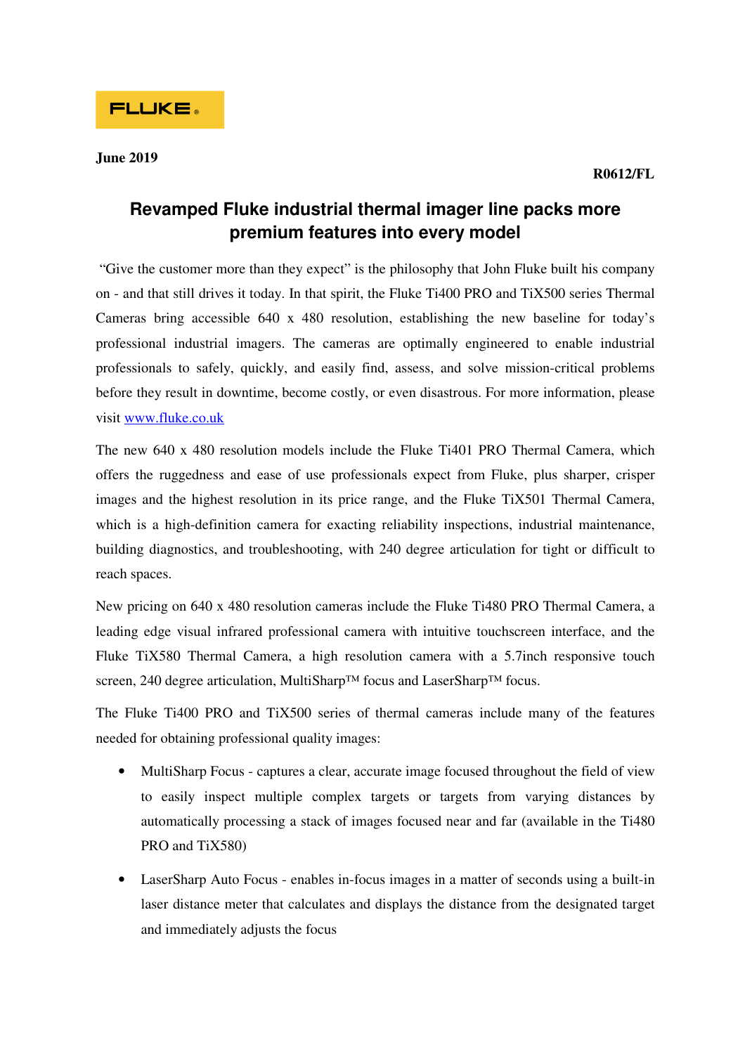FLUKE®

**June 2019**

**R0612/FL**

# Revamped Fluke industrial thermal imager line packs more premium features into every model

"Give the customer more than they expect" is the philosophy that John Fluke built his company on - and that still drives it today. In that spirit, the Fluke Ti400 PRO and TiX500 series Thermal Cameras bring accessible 640 x 480 resolution, establishing the new baseline for today's professional industrial imagers. The cameras are optimally engineered to enable industrial professionals to safely, quickly, and easily find, assess, and solve mission-critical problems before they result in downtime, become costly, or even disastrous. For more information, please visit [www.fluke.co.uk](www.fluke.co.uk)

The new 640 x 480 resolution models include the Fluke Ti401 PRO Thermal Camera, which offers the ruggedness and ease of use professionals expect from Fluke, plus sharper, crisper images and the highest resolution in its price range, and the Fluke TiX501 Thermal Camera, which is a high-definition camera for exacting reliability inspections, industrial maintenance, building diagnostics, and troubleshooting, with 240 degree articulation for tight or difficult to reach spaces.

New pricing on 640 x 480 resolution cameras include the Fluke Ti480 PRO Thermal Camera, a leading edge visual infrared professional camera with intuitive touchscreen interface, and the Fluke TiX580 Thermal Camera, a high resolution camera with a 5.7inch responsive touch screen, 240 degree articulation, MultiSharp™ focus and LaserSharp™ focus.

The Fluke Ti400 PRO and TiX500 series of thermal cameras include many of the features needed for obtaining professional quality images:

- MultiSharp Focus - captures a clear, accurate image focused throughout the field of view to easily inspect multiple complex targets or targets from varying distances by automatically processing a stack of images focused near and far (available in the Ti480 PRO and TiX580)
- LaserSharp Auto Focus - enables in-focus images in a matter of seconds using a built-in laser distance meter that calculates and displays the distance from the designated target and immediately adjusts the focus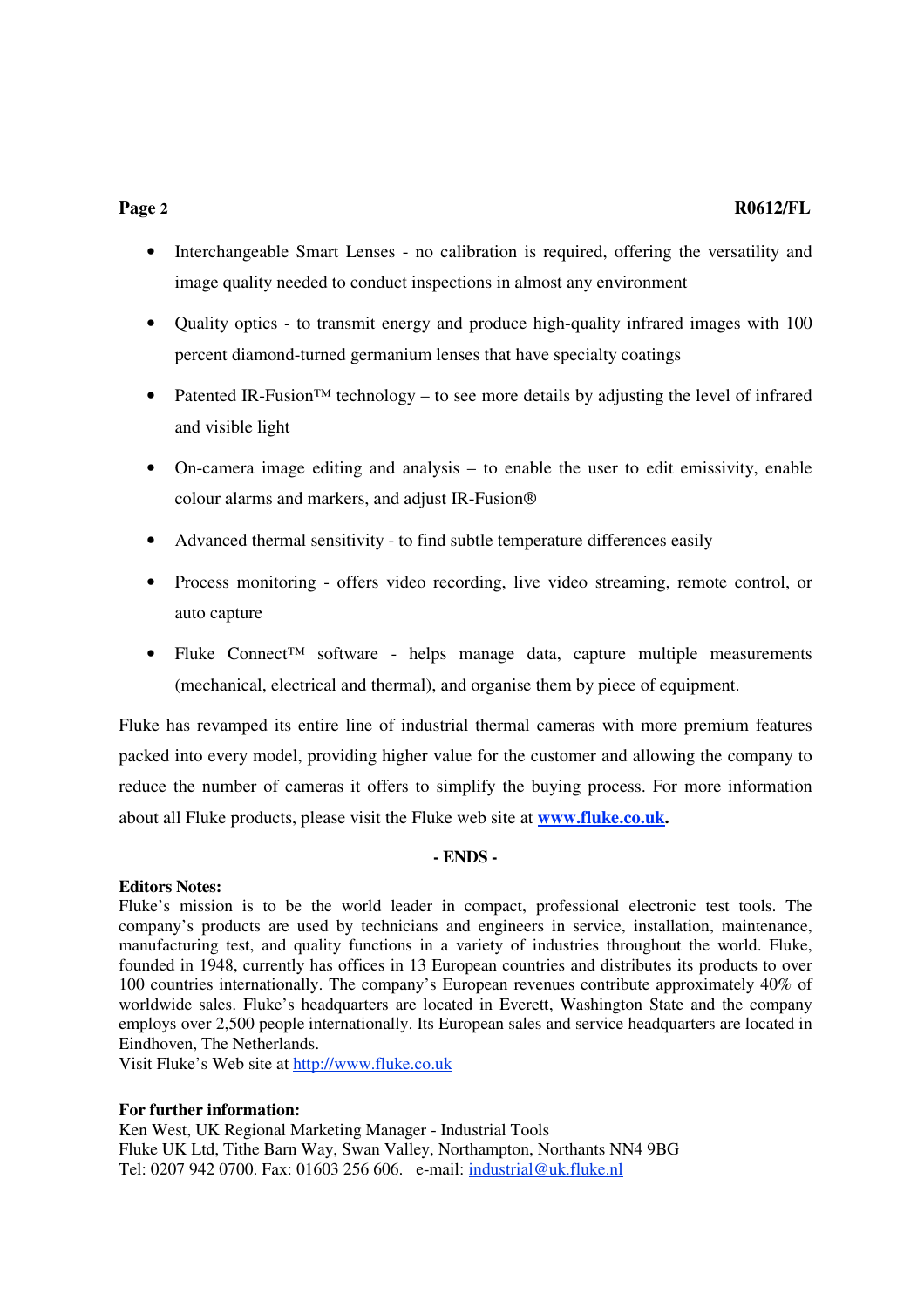- Interchangeable Smart Lenses - no calibration is required, offering the versatility and image quality needed to conduct inspections in almost any environment
- Quality optics - to transmit energy and produce high-quality infrared images with 100 percent diamond-turned germanium lenses that have specialty coatings
- Patented IR-Fusion™ technology – to see more details by adjusting the level of infrared and visible light
- On-camera image editing and analysis – to enable the user to edit emissivity, enable colour alarms and markers, and adjust IR-Fusion®
- Advanced thermal sensitivity - to find subtle temperature differences easily
- Process monitoring - offers video recording, live video streaming, remote control, or auto capture
- Fluke Connect™ software - helps manage data, capture multiple measurements (mechanical, electrical and thermal), and organise them by piece of equipment.

Fluke has revamped its entire line of industrial thermal cameras with more premium features packed into every model, providing higher value for the customer and allowing the company to reduce the number of cameras it offers to simplify the buying process. For more information about all Fluke products, please visit the Fluke web site at **www.fluke.co.uk.**

**- ENDS -**

**Editors Notes:**
Fluke's mission is to be the world leader in compact, professional electronic test tools. The company's products are used by technicians and engineers in service, installation, maintenance, manufacturing test, and quality functions in a variety of industries throughout the world. Fluke, founded in 1948, currently has offices in 13 European countries and distributes its products to over 100 countries internationally. The company's European revenues contribute approximately 40% of worldwide sales. Fluke's headquarters are located in Everett, Washington State and the company employs over 2,500 people internationally. Its European sales and service headquarters are located in Eindhoven, The Netherlands.
Visit Fluke's Web site at http://www.fluke.co.uk

**For further information:**
Ken West, UK Regional Marketing Manager - Industrial Tools
Fluke UK Ltd, Tithe Barn Way, Swan Valley, Northampton, Northants NN4 9BG
Tel: 0207 942 0700. Fax: 01603 256 606. e-mail: industrial@uk.fluke.nl